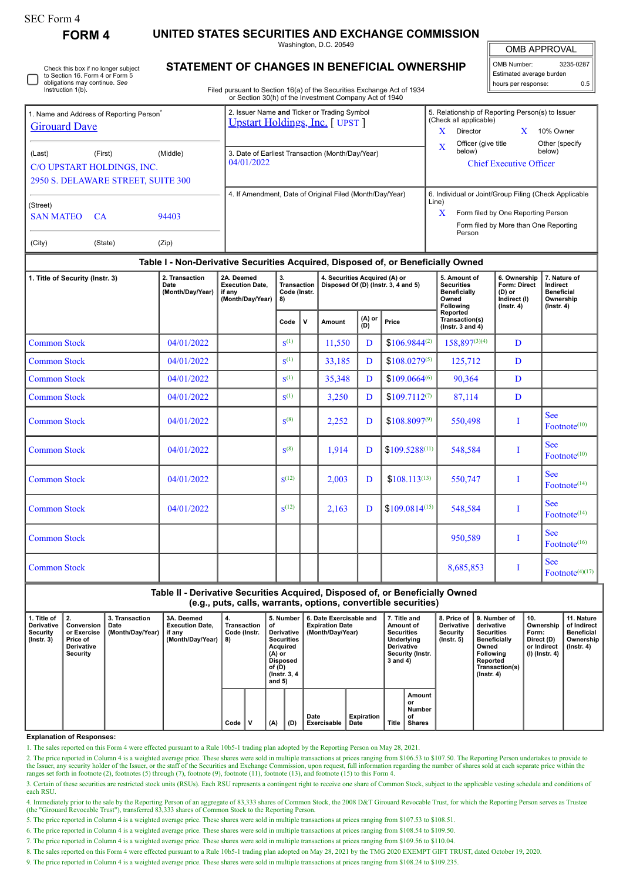SEC Form 4

**FORM 4**

# UNITED STATES SECURITIES AND EXCHANGE COMMISSION

Washington, D.C. 20549

## STATEMENT OF CHANGES IN BENEFICIAL OWNERSHIP

Filed pursuant to Section 16(a) of the Securities Exchange Act of 1934 or Section 30(h) of the Investment Company Act of 1940

| OMB APPROVAL | |
|---|---|
| OMB Number: | 3235-0287 |
| Estimated average burden | |
| hours per response: | 0.5 |

☐ Check this box if no longer subject to Section 16. Form 4 or Form 5 obligations may continue. *See* Instruction 1(b).

| 1. Name and Address of Reporting Person* | 2. Issuer Name **and** Ticker or Trading Symbol | 5. Relationship of Reporting Person(s) to Issuer (Check all applicable) |
|---|---|---|
| Girouard Dave | Upstart Holdings, Inc. [ UPST ] | X Director; X 10% Owner; X Officer (give title below); Other (specify below) |
| (Last) (First) (Middle) C/O UPSTART HOLDINGS, INC. 2950 S. DELAWARE STREET, SUITE 300 | 3. Date of Earliest Transaction (Month/Day/Year) 04/01/2022 | Chief Executive Officer |
| (Street) SAN MATEO CA 94403 | 4. If Amendment, Date of Original Filed (Month/Day/Year) | 6. Individual or Joint/Group Filing (Check Applicable Line) X Form filed by One Reporting Person; Form filed by More than One Reporting Person |
| (City) (State) (Zip) | | |

### Table I - Non-Derivative Securities Acquired, Disposed of, or Beneficially Owned

| 1. Title of Security (Instr. 3) | 2. Transaction Date (Month/Day/Year) | 2A. Deemed Execution Date, if any (Month/Day/Year) | 3. Transaction Code (Instr. 8) | | 4. Securities Acquired (A) or Disposed Of (D) (Instr. 3, 4 and 5) | | | 5. Amount of Securities Beneficially Owned Following Reported Transaction(s) (Instr. 3 and 4) | 6. Ownership Form: Direct (D) or Indirect (I) (Instr. 4) | 7. Nature of Indirect Beneficial Ownership (Instr. 4) |
|---|---|---|---|---|---|---|---|---|---|---|
| | | | Code | V | Amount | (A) or (D) | Price | | | |
| Common Stock | 04/01/2022 | | S[1] | | 11,550 | D | $106.9844[2] | 158,897[3][4] | D | |
| Common Stock | 04/01/2022 | | S[1] | | 33,185 | D | $108.0279[5] | 125,712 | D | |
| Common Stock | 04/01/2022 | | S[1] | | 35,348 | D | $109.0664[6] | 90,364 | D | |
| Common Stock | 04/01/2022 | | S[1] | | 3,250 | D | $109.7112[7] | 87,114 | D | |
| Common Stock | 04/01/2022 | | S[8] | | 2,252 | D | $108.8097[9] | 550,498 | I | See Footnote[10] |
| Common Stock | 04/01/2022 | | S[8] | | 1,914 | D | $109.5288[11] | 548,584 | I | See Footnote[10] |
| Common Stock | 04/01/2022 | | S[12] | | 2,003 | D | $108.113[13] | 550,747 | I | See Footnote[14] |
| Common Stock | 04/01/2022 | | S[12] | | 2,163 | D | $109.0814[15] | 548,584 | I | See Footnote[14] |
| Common Stock | | | | | | | | 950,589 | I | See Footnote[16] |
| Common Stock | | | | | | | | 8,685,853 | I | See Footnote[4][17] |

### Table II - Derivative Securities Acquired, Disposed of, or Beneficially Owned (e.g., puts, calls, warrants, options, convertible securities)

| 1. Title of Derivative Security (Instr. 3) | 2. Conversion or Exercise Price of Derivative Security | 3. Transaction Date (Month/Day/Year) | 3A. Deemed Execution Date, if any (Month/Day/Year) | 4. Transaction Code (Instr. 8) | | 5. Number of Derivative Securities Acquired (A) or Disposed of (D) (Instr. 3, 4 and 5) | | 6. Date Exercisable and Expiration Date (Month/Day/Year) | | 7. Title and Amount of Securities Underlying Derivative Security (Instr. 3 and 4) | | 8. Price of Derivative Security (Instr. 5) | 9. Number of derivative Securities Beneficially Owned Following Reported Transaction(s) (Instr. 4) | 10. Ownership Form: Direct (D) or Indirect (I) (Instr. 4) | 11. Nature of Indirect Beneficial Ownership (Instr. 4) |
|---|---|---|---|---|---|---|---|---|---|---|---|---|---|---|---|
| | | | | Code | V | (A) | (D) | Date Exercisable | Expiration Date | Title | Amount or Number of Shares | | | | |

**Explanation of Responses:**

1. The sales reported on this Form 4 were effected pursuant to a Rule 10b5-1 trading plan adopted by the Reporting Person on May 28, 2021.

2. The price reported in Column 4 is a weighted average price. These shares were sold in multiple transactions at prices ranging from $106.53 to $107.50. The Reporting Person undertakes to provide to the Issuer, any security holder of the Issuer, or the staff of the Securities and Exchange Commission, upon request, full information regarding the number of shares sold at each separate price within the ranges set forth in footnote (2), footnotes (5) through (7), footnote (9), footnote (11), footnote (13), and footnote (15) to this Form 4.

3. Certain of these securities are restricted stock units (RSUs). Each RSU represents a contingent right to receive one share of Common Stock, subject to the applicable vesting schedule and conditions of each RSU.

4. Immediately prior to the sale by the Reporting Person of an aggregate of 83,333 shares of Common Stock, the 2008 D&T Girouard Revocable Trust, for which the Reporting Person serves as Trustee (the "Girouard Revocable Trust"), transferred 83,333 shares of Common Stock to the Reporting Person.

5. The price reported in Column 4 is a weighted average price. These shares were sold in multiple transactions at prices ranging from $107.53 to $108.51.

6. The price reported in Column 4 is a weighted average price. These shares were sold in multiple transactions at prices ranging from $108.54 to $109.50.

7. The price reported in Column 4 is a weighted average price. These shares were sold in multiple transactions at prices ranging from $109.56 to $110.04.

8. The sales reported on this Form 4 were effected pursuant to a Rule 10b5-1 trading plan adopted on May 28, 2021 by the TMG 2020 EXEMPT GIFT TRUST, dated October 19, 2020.

9. The price reported in Column 4 is a weighted average price. These shares were sold in multiple transactions at prices ranging from $108.24 to $109.235.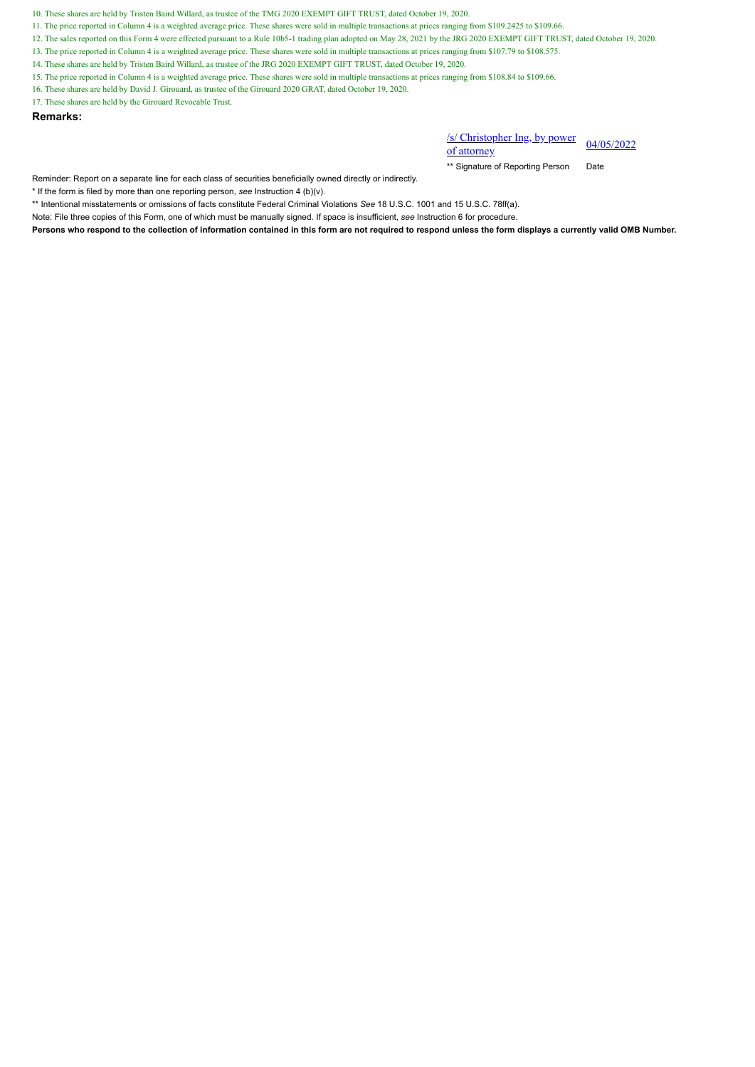10. These shares are held by Tristen Baird Willard, as trustee of the TMG 2020 EXEMPT GIFT TRUST, dated October 19, 2020.

11. The price reported in Column 4 is a weighted average price. These shares were sold in multiple transactions at prices ranging from $109.2425 to $109.66.

12. The sales reported on this Form 4 were effected pursuant to a Rule 10b5-1 trading plan adopted on May 28, 2021 by the JRG 2020 EXEMPT GIFT TRUST, dated October 19, 2020.

13. The price reported in Column 4 is a weighted average price. These shares were sold in multiple transactions at prices ranging from $107.79 to $108.575.

14. These shares are held by Tristen Baird Willard, as trustee of the JRG 2020 EXEMPT GIFT TRUST, dated October 19, 2020.

15. The price reported in Column 4 is a weighted average price. These shares were sold in multiple transactions at prices ranging from $108.84 to $109.66.

16. These shares are held by David J. Girouard, as trustee of the Girouard 2020 GRAT, dated October 19, 2020.

17. These shares are held by the Girouard Revocable Trust.

**Remarks:**

| | |
|---|---|
| /s/ Christopher Ing, by power of attorney | 04/05/2022 |
| ** Signature of Reporting Person | Date |

Reminder: Report on a separate line for each class of securities beneficially owned directly or indirectly.

* If the form is filed by more than one reporting person, *see* Instruction 4 (b)(v).

** Intentional misstatements or omissions of facts constitute Federal Criminal Violations *See* 18 U.S.C. 1001 and 15 U.S.C. 78ff(a).

Note: File three copies of this Form, one of which must be manually signed. If space is insufficient, *see* Instruction 6 for procedure.

**Persons who respond to the collection of information contained in this form are not required to respond unless the form displays a currently valid OMB Number.**